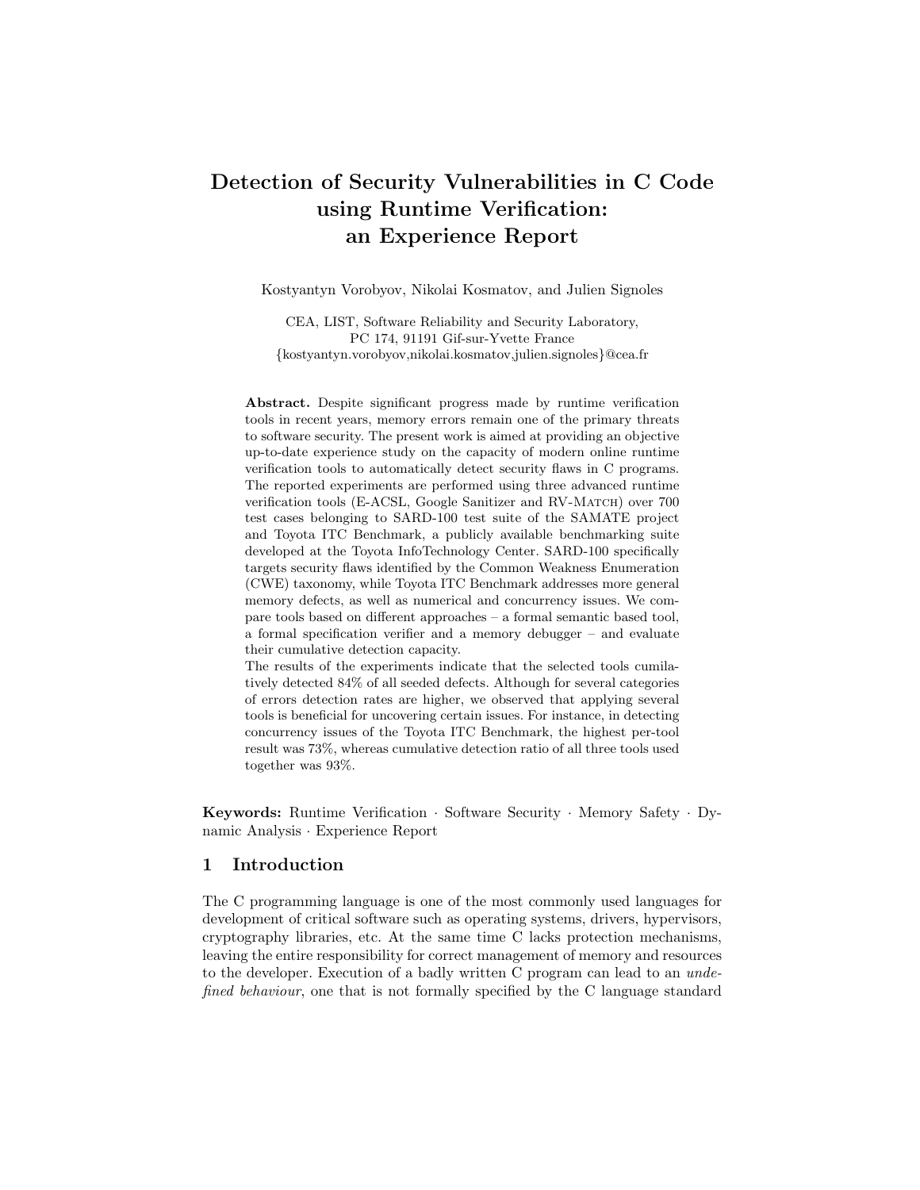# Detection of Security Vulnerabilities in C Code using Runtime Verification: an Experience Report

Kostyantyn Vorobyov, Nikolai Kosmatov, and Julien Signoles

CEA, LIST, Software Reliability and Security Laboratory,
PC 174, 91191 Gif-sur-Yvette France
{kostyantyn.vorobyov,nikolai.kosmatov,julien.signoles}@cea.fr

**Abstract.** Despite significant progress made by runtime verification tools in recent years, memory errors remain one of the primary threats to software security. The present work is aimed at providing an objective up-to-date experience study on the capacity of modern online runtime verification tools to automatically detect security flaws in C programs. The reported experiments are performed using three advanced runtime verification tools (E-ACSL, Google Sanitizer and RV-Match) over 700 test cases belonging to SARD-100 test suite of the SAMATE project and Toyota ITC Benchmark, a publicly available benchmarking suite developed at the Toyota InfoTechnology Center. SARD-100 specifically targets security flaws identified by the Common Weakness Enumeration (CWE) taxonomy, while Toyota ITC Benchmark addresses more general memory defects, as well as numerical and concurrency issues. We compare tools based on different approaches – a formal semantic based tool, a formal specification verifier and a memory debugger – and evaluate their cumulative detection capacity.

The results of the experiments indicate that the selected tools cumilatively detected 84% of all seeded defects. Although for several categories of errors detection rates are higher, we observed that applying several tools is beneficial for uncovering certain issues. For instance, in detecting concurrency issues of the Toyota ITC Benchmark, the highest per-tool result was 73%, whereas cumulative detection ratio of all three tools used together was 93%.

**Keywords:** Runtime Verification · Software Security · Memory Safety · Dynamic Analysis · Experience Report

## 1 Introduction

The C programming language is one of the most commonly used languages for development of critical software such as operating systems, drivers, hypervisors, cryptography libraries, etc. At the same time C lacks protection mechanisms, leaving the entire responsibility for correct management of memory and resources to the developer. Execution of a badly written C program can lead to an *undefined behaviour*, one that is not formally specified by the C language standard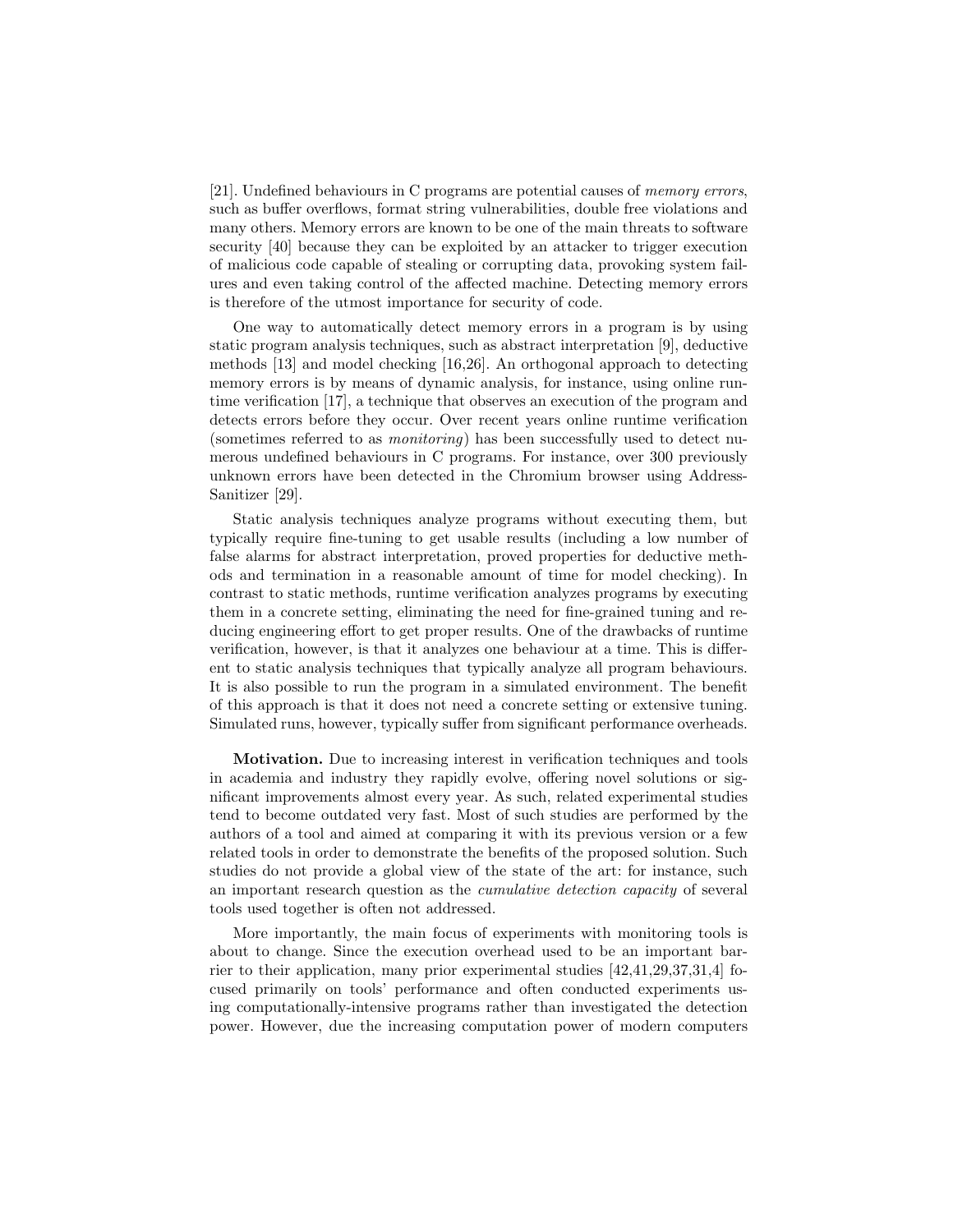[21]. Undefined behaviours in C programs are potential causes of *memory errors*, such as buffer overflows, format string vulnerabilities, double free violations and many others. Memory errors are known to be one of the main threats to software security [40] because they can be exploited by an attacker to trigger execution of malicious code capable of stealing or corrupting data, provoking system failures and even taking control of the affected machine. Detecting memory errors is therefore of the utmost importance for security of code.

One way to automatically detect memory errors in a program is by using static program analysis techniques, such as abstract interpretation [9], deductive methods [13] and model checking [16,26]. An orthogonal approach to detecting memory errors is by means of dynamic analysis, for instance, using online runtime verification [17], a technique that observes an execution of the program and detects errors before they occur. Over recent years online runtime verification (sometimes referred to as *monitoring*) has been successfully used to detect numerous undefined behaviours in C programs. For instance, over 300 previously unknown errors have been detected in the Chromium browser using AddressSanitizer [29].

Static analysis techniques analyze programs without executing them, but typically require fine-tuning to get usable results (including a low number of false alarms for abstract interpretation, proved properties for deductive methods and termination in a reasonable amount of time for model checking). In contrast to static methods, runtime verification analyzes programs by executing them in a concrete setting, eliminating the need for fine-grained tuning and reducing engineering effort to get proper results. One of the drawbacks of runtime verification, however, is that it analyzes one behaviour at a time. This is different to static analysis techniques that typically analyze all program behaviours. It is also possible to run the program in a simulated environment. The benefit of this approach is that it does not need a concrete setting or extensive tuning. Simulated runs, however, typically suffer from significant performance overheads.

**Motivation.** Due to increasing interest in verification techniques and tools in academia and industry they rapidly evolve, offering novel solutions or significant improvements almost every year. As such, related experimental studies tend to become outdated very fast. Most of such studies are performed by the authors of a tool and aimed at comparing it with its previous version or a few related tools in order to demonstrate the benefits of the proposed solution. Such studies do not provide a global view of the state of the art: for instance, such an important research question as the *cumulative detection capacity* of several tools used together is often not addressed.

More importantly, the main focus of experiments with monitoring tools is about to change. Since the execution overhead used to be an important barrier to their application, many prior experimental studies [42,41,29,37,31,4] focused primarily on tools' performance and often conducted experiments using computationally-intensive programs rather than investigated the detection power. However, due the increasing computation power of modern computers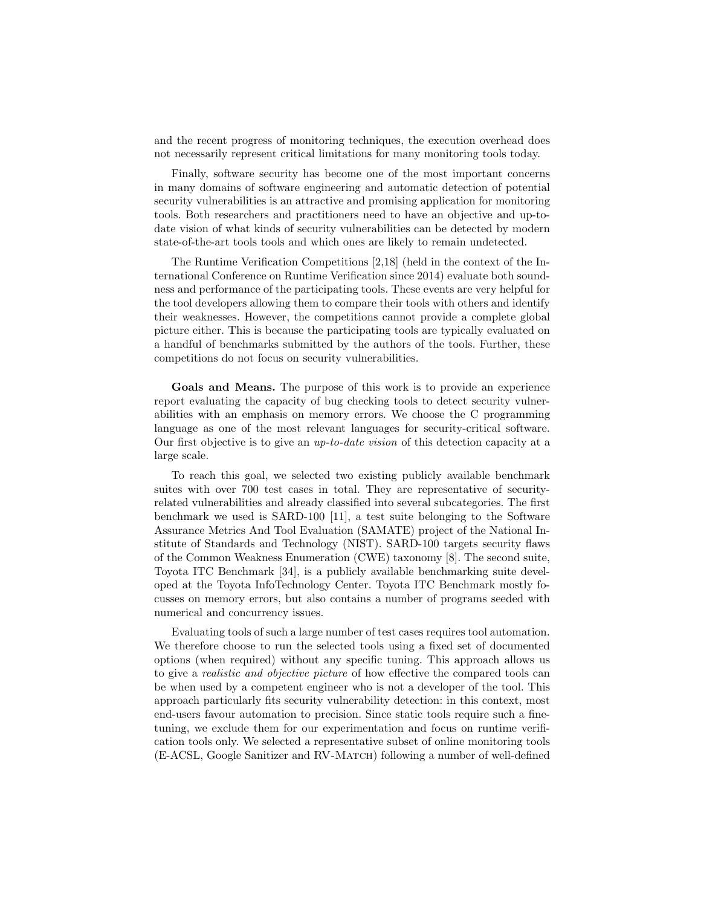and the recent progress of monitoring techniques, the execution overhead does not necessarily represent critical limitations for many monitoring tools today.

Finally, software security has become one of the most important concerns in many domains of software engineering and automatic detection of potential security vulnerabilities is an attractive and promising application for monitoring tools. Both researchers and practitioners need to have an objective and up-to-date vision of what kinds of security vulnerabilities can be detected by modern state-of-the-art tools tools and which ones are likely to remain undetected.

The Runtime Verification Competitions [2,18] (held in the context of the International Conference on Runtime Verification since 2014) evaluate both soundness and performance of the participating tools. These events are very helpful for the tool developers allowing them to compare their tools with others and identify their weaknesses. However, the competitions cannot provide a complete global picture either. This is because the participating tools are typically evaluated on a handful of benchmarks submitted by the authors of the tools. Further, these competitions do not focus on security vulnerabilities.

**Goals and Means.** The purpose of this work is to provide an experience report evaluating the capacity of bug checking tools to detect security vulnerabilities with an emphasis on memory errors. We choose the C programming language as one of the most relevant languages for security-critical software. Our first objective is to give an *up-to-date vision* of this detection capacity at a large scale.

To reach this goal, we selected two existing publicly available benchmark suites with over 700 test cases in total. They are representative of security-related vulnerabilities and already classified into several subcategories. The first benchmark we used is SARD-100 [11], a test suite belonging to the Software Assurance Metrics And Tool Evaluation (SAMATE) project of the National Institute of Standards and Technology (NIST). SARD-100 targets security flaws of the Common Weakness Enumeration (CWE) taxonomy [8]. The second suite, Toyota ITC Benchmark [34], is a publicly available benchmarking suite developed at the Toyota InfoTechnology Center. Toyota ITC Benchmark mostly focusses on memory errors, but also contains a number of programs seeded with numerical and concurrency issues.

Evaluating tools of such a large number of test cases requires tool automation. We therefore choose to run the selected tools using a fixed set of documented options (when required) without any specific tuning. This approach allows us to give a *realistic and objective picture* of how effective the compared tools can be when used by a competent engineer who is not a developer of the tool. This approach particularly fits security vulnerability detection: in this context, most end-users favour automation to precision. Since static tools require such a fine-tuning, we exclude them for our experimentation and focus on runtime verification tools only. We selected a representative subset of online monitoring tools (E-ACSL, Google Sanitizer and RV-Match) following a number of well-defined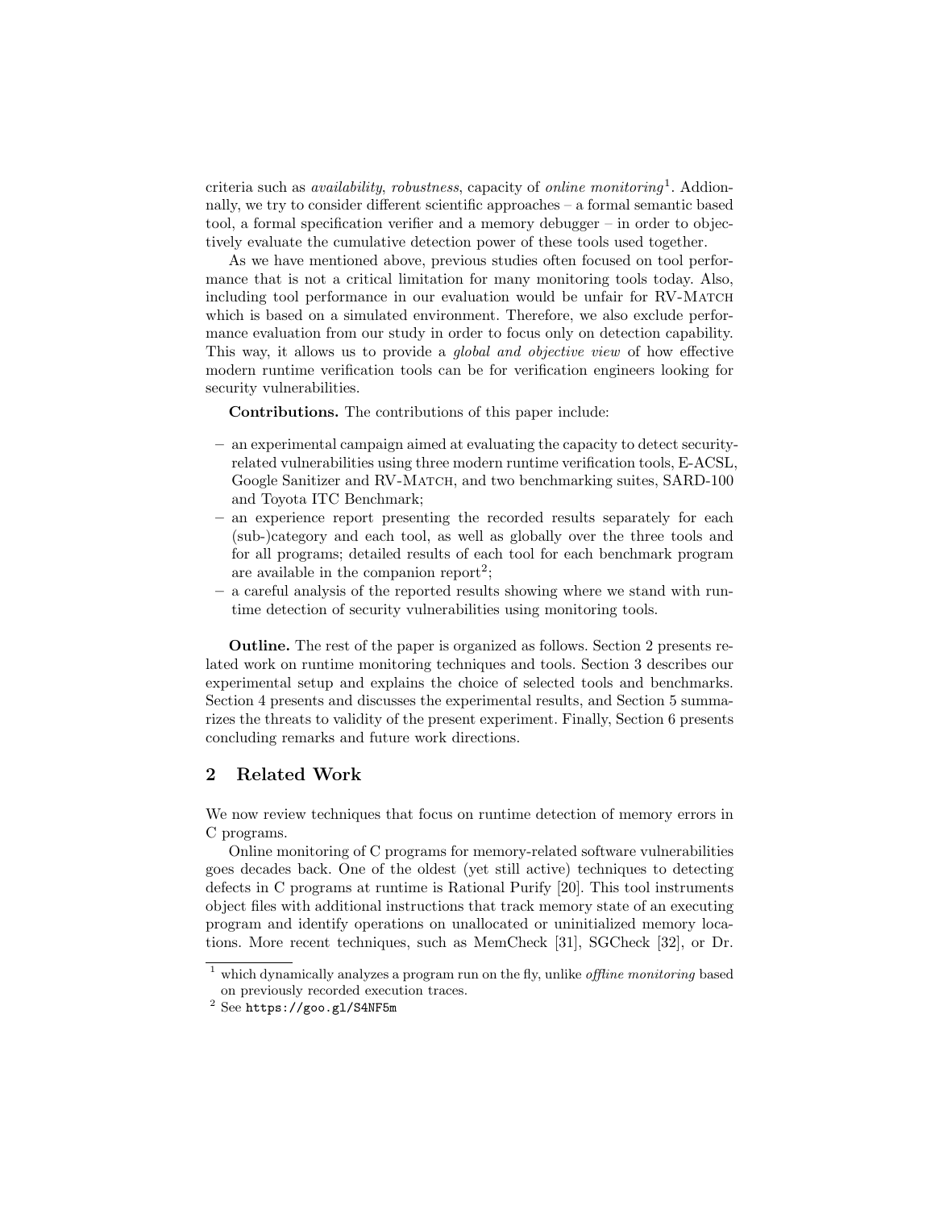criteria such as *availability*, *robustness*, capacity of *online monitoring*[1]. Addionnally, we try to consider different scientific approaches – a formal semantic based tool, a formal specification verifier and a memory debugger – in order to objectively evaluate the cumulative detection power of these tools used together.

As we have mentioned above, previous studies often focused on tool performance that is not a critical limitation for many monitoring tools today. Also, including tool performance in our evaluation would be unfair for RV-Match which is based on a simulated environment. Therefore, we also exclude performance evaluation from our study in order to focus only on detection capability. This way, it allows us to provide a *global and objective view* of how effective modern runtime verification tools can be for verification engineers looking for security vulnerabilities.

**Contributions.** The contributions of this paper include:

- an experimental campaign aimed at evaluating the capacity to detect security-related vulnerabilities using three modern runtime verification tools, E-ACSL, Google Sanitizer and RV-Match, and two benchmarking suites, SARD-100 and Toyota ITC Benchmark;
- an experience report presenting the recorded results separately for each (sub-)category and each tool, as well as globally over the three tools and for all programs; detailed results of each tool for each benchmark program are available in the companion report[2];
- a careful analysis of the reported results showing where we stand with runtime detection of security vulnerabilities using monitoring tools.

**Outline.** The rest of the paper is organized as follows. Section 2 presents related work on runtime monitoring techniques and tools. Section 3 describes our experimental setup and explains the choice of selected tools and benchmarks. Section 4 presents and discusses the experimental results, and Section 5 summarizes the threats to validity of the present experiment. Finally, Section 6 presents concluding remarks and future work directions.

## 2 Related Work

We now review techniques that focus on runtime detection of memory errors in C programs.

Online monitoring of C programs for memory-related software vulnerabilities goes decades back. One of the oldest (yet still active) techniques to detecting defects in C programs at runtime is Rational Purify [20]. This tool instruments object files with additional instructions that track memory state of an executing program and identify operations on unallocated or uninitialized memory locations. More recent techniques, such as MemCheck [31], SGCheck [32], or Dr.

[1] which dynamically analyzes a program run on the fly, unlike *offline monitoring* based on previously recorded execution traces.

[2] See `https://goo.gl/S4NF5m`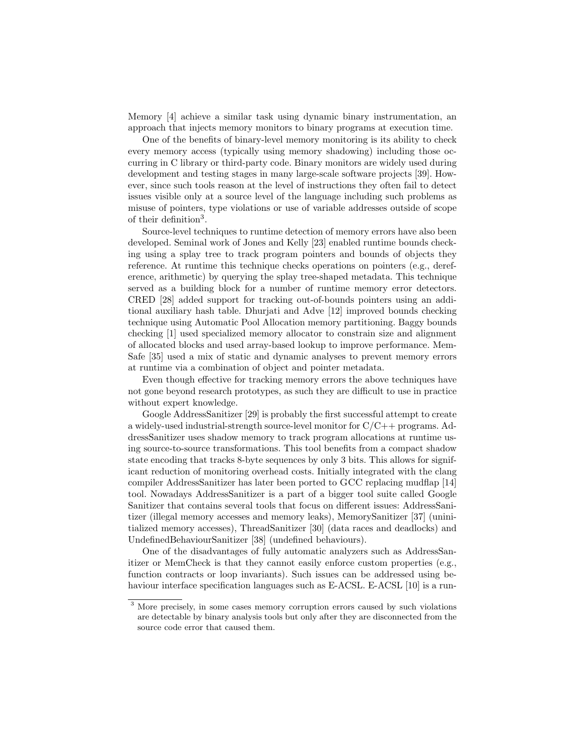Memory [4] achieve a similar task using dynamic binary instrumentation, an approach that injects memory monitors to binary programs at execution time.

One of the benefits of binary-level memory monitoring is its ability to check every memory access (typically using memory shadowing) including those occurring in C library or third-party code. Binary monitors are widely used during development and testing stages in many large-scale software projects [39]. However, since such tools reason at the level of instructions they often fail to detect issues visible only at a source level of the language including such problems as misuse of pointers, type violations or use of variable addresses outside of scope of their definition[3].

Source-level techniques to runtime detection of memory errors have also been developed. Seminal work of Jones and Kelly [23] enabled runtime bounds checking using a splay tree to track program pointers and bounds of objects they reference. At runtime this technique checks operations on pointers (e.g., dereference, arithmetic) by querying the splay tree-shaped metadata. This technique served as a building block for a number of runtime memory error detectors. CRED [28] added support for tracking out-of-bounds pointers using an additional auxiliary hash table. Dhurjati and Adve [12] improved bounds checking technique using Automatic Pool Allocation memory partitioning. Baggy bounds checking [1] used specialized memory allocator to constrain size and alignment of allocated blocks and used array-based lookup to improve performance. MemSafe [35] used a mix of static and dynamic analyses to prevent memory errors at runtime via a combination of object and pointer metadata.

Even though effective for tracking memory errors the above techniques have not gone beyond research prototypes, as such they are difficult to use in practice without expert knowledge.

Google AddressSanitizer [29] is probably the first successful attempt to create a widely-used industrial-strength source-level monitor for C/C++ programs. AddressSanitizer uses shadow memory to track program allocations at runtime using source-to-source transformations. This tool benefits from a compact shadow state encoding that tracks 8-byte sequences by only 3 bits. This allows for significant reduction of monitoring overhead costs. Initially integrated with the clang compiler AddressSanitizer has later been ported to GCC replacing mudflap [14] tool. Nowadays AddressSanitizer is a part of a bigger tool suite called Google Sanitizer that contains several tools that focus on different issues: AddressSanitizer (illegal memory accesses and memory leaks), MemorySanitizer [37] (uninitialized memory accesses), ThreadSanitizer [30] (data races and deadlocks) and UndefinedBehaviourSanitizer [38] (undefined behaviours).

One of the disadvantages of fully automatic analyzers such as AddressSanitizer or MemCheck is that they cannot easily enforce custom properties (e.g., function contracts or loop invariants). Such issues can be addressed using behaviour interface specification languages such as E-ACSL. E-ACSL [10] is a run-

[3] More precisely, in some cases memory corruption errors caused by such violations are detectable by binary analysis tools but only after they are disconnected from the source code error that caused them.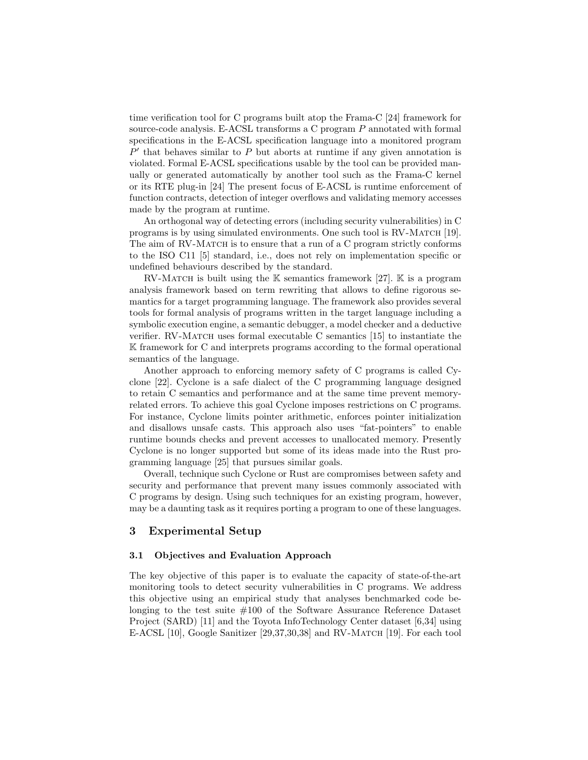time verification tool for C programs built atop the Frama-C [24] framework for source-code analysis. E-ACSL transforms a C program $P$ annotated with formal specifications in the E-ACSL specification language into a monitored program $P'$ that behaves similar to $P$ but aborts at runtime if any given annotation is violated. Formal E-ACSL specifications usable by the tool can be provided manually or generated automatically by another tool such as the Frama-C kernel or its RTE plug-in [24] The present focus of E-ACSL is runtime enforcement of function contracts, detection of integer overflows and validating memory accesses made by the program at runtime.

An orthogonal way of detecting errors (including security vulnerabilities) in C programs is by using simulated environments. One such tool is RV-Match [19]. The aim of RV-Match is to ensure that a run of a C program strictly conforms to the ISO C11 [5] standard, i.e., does not rely on implementation specific or undefined behaviours described by the standard.

RV-Match is built using the $\mathbb{K}$ semantics framework [27]. $\mathbb{K}$ is a program analysis framework based on term rewriting that allows to define rigorous semantics for a target programming language. The framework also provides several tools for formal analysis of programs written in the target language including a symbolic execution engine, a semantic debugger, a model checker and a deductive verifier. RV-Match uses formal executable C semantics [15] to instantiate the $\mathbb{K}$ framework for C and interprets programs according to the formal operational semantics of the language.

Another approach to enforcing memory safety of C programs is called Cyclone [22]. Cyclone is a safe dialect of the C programming language designed to retain C semantics and performance and at the same time prevent memory-related errors. To achieve this goal Cyclone imposes restrictions on C programs. For instance, Cyclone limits pointer arithmetic, enforces pointer initialization and disallows unsafe casts. This approach also uses "fat-pointers" to enable runtime bounds checks and prevent accesses to unallocated memory. Presently Cyclone is no longer supported but some of its ideas made into the Rust programming language [25] that pursues similar goals.

Overall, technique such Cyclone or Rust are compromises between safety and security and performance that prevent many issues commonly associated with C programs by design. Using such techniques for an existing program, however, may be a daunting task as it requires porting a program to one of these languages.

## 3 Experimental Setup

### 3.1 Objectives and Evaluation Approach

The key objective of this paper is to evaluate the capacity of state-of-the-art monitoring tools to detect security vulnerabilities in C programs. We address this objective using an empirical study that analyses benchmarked code belonging to the test suite #100 of the Software Assurance Reference Dataset Project (SARD) [11] and the Toyota InfoTechnology Center dataset [6,34] using E-ACSL [10], Google Sanitizer [29,37,30,38] and RV-Match [19]. For each tool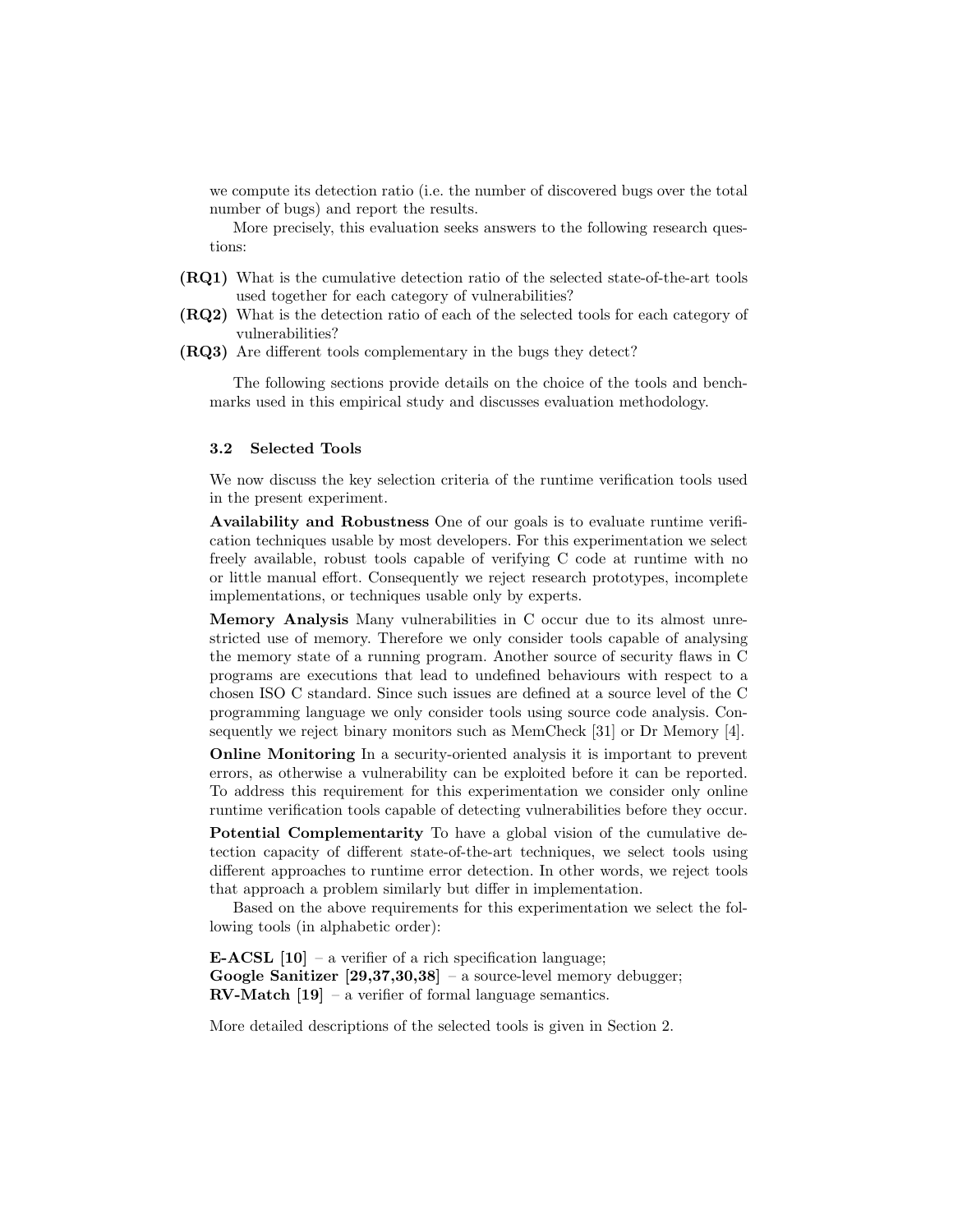we compute its detection ratio (i.e. the number of discovered bugs over the total number of bugs) and report the results.

More precisely, this evaluation seeks answers to the following research questions:

- **(RQ1)** What is the cumulative detection ratio of the selected state-of-the-art tools used together for each category of vulnerabilities?
- **(RQ2)** What is the detection ratio of each of the selected tools for each category of vulnerabilities?
- **(RQ3)** Are different tools complementary in the bugs they detect?

The following sections provide details on the choice of the tools and benchmarks used in this empirical study and discusses evaluation methodology.

### 3.2 Selected Tools

We now discuss the key selection criteria of the runtime verification tools used in the present experiment.

**Availability and Robustness** One of our goals is to evaluate runtime verification techniques usable by most developers. For this experimentation we select freely available, robust tools capable of verifying C code at runtime with no or little manual effort. Consequently we reject research prototypes, incomplete implementations, or techniques usable only by experts.

**Memory Analysis** Many vulnerabilities in C occur due to its almost unrestricted use of memory. Therefore we only consider tools capable of analysing the memory state of a running program. Another source of security flaws in C programs are executions that lead to undefined behaviours with respect to a chosen ISO C standard. Since such issues are defined at a source level of the C programming language we only consider tools using source code analysis. Consequently we reject binary monitors such as MemCheck [31] or Dr Memory [4].

**Online Monitoring** In a security-oriented analysis it is important to prevent errors, as otherwise a vulnerability can be exploited before it can be reported. To address this requirement for this experimentation we consider only online runtime verification tools capable of detecting vulnerabilities before they occur.

**Potential Complementarity** To have a global vision of the cumulative detection capacity of different state-of-the-art techniques, we select tools using different approaches to runtime error detection. In other words, we reject tools that approach a problem similarly but differ in implementation.

Based on the above requirements for this experimentation we select the following tools (in alphabetic order):

**E-ACSL [10]** – a verifier of a rich specification language;
**Google Sanitizer [29,37,30,38]** – a source-level memory debugger;
**RV-Match [19]** – a verifier of formal language semantics.

More detailed descriptions of the selected tools is given in Section 2.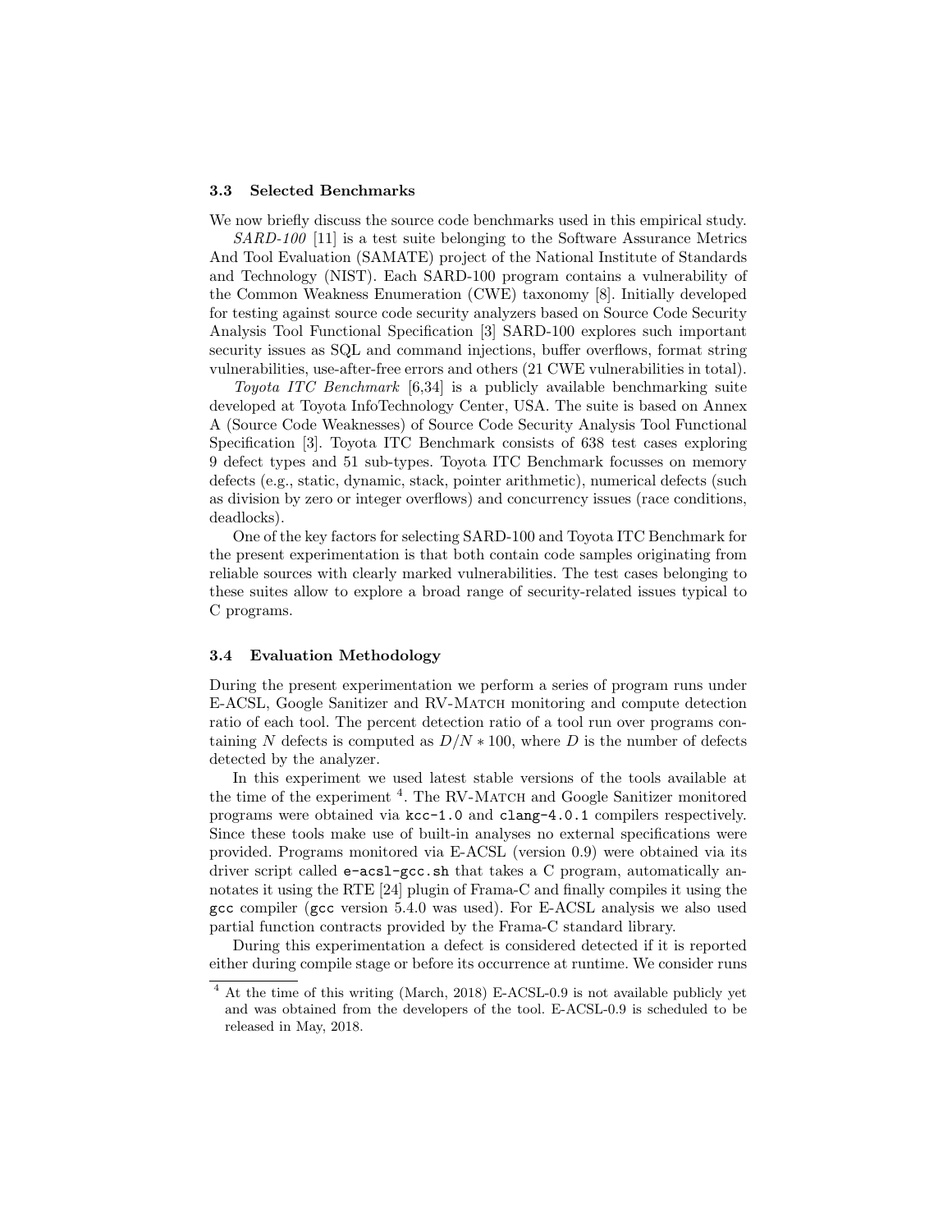### 3.3 Selected Benchmarks

We now briefly discuss the source code benchmarks used in this empirical study.

*SARD-100* [11] is a test suite belonging to the Software Assurance Metrics And Tool Evaluation (SAMATE) project of the National Institute of Standards and Technology (NIST). Each SARD-100 program contains a vulnerability of the Common Weakness Enumeration (CWE) taxonomy [8]. Initially developed for testing against source code security analyzers based on Source Code Security Analysis Tool Functional Specification [3] SARD-100 explores such important security issues as SQL and command injections, buffer overflows, format string vulnerabilities, use-after-free errors and others (21 CWE vulnerabilities in total).

*Toyota ITC Benchmark* [6,34] is a publicly available benchmarking suite developed at Toyota InfoTechnology Center, USA. The suite is based on Annex A (Source Code Weaknesses) of Source Code Security Analysis Tool Functional Specification [3]. Toyota ITC Benchmark consists of 638 test cases exploring 9 defect types and 51 sub-types. Toyota ITC Benchmark focusses on memory defects (e.g., static, dynamic, stack, pointer arithmetic), numerical defects (such as division by zero or integer overflows) and concurrency issues (race conditions, deadlocks).

One of the key factors for selecting SARD-100 and Toyota ITC Benchmark for the present experimentation is that both contain code samples originating from reliable sources with clearly marked vulnerabilities. The test cases belonging to these suites allow to explore a broad range of security-related issues typical to C programs.

### 3.4 Evaluation Methodology

During the present experimentation we perform a series of program runs under E-ACSL, Google Sanitizer and RV-Match monitoring and compute detection ratio of each tool. The percent detection ratio of a tool run over programs containing $N$ defects is computed as $D/N * 100$, where $D$ is the number of defects detected by the analyzer.

In this experiment we used latest stable versions of the tools available at the time of the experiment [4]. The RV-Match and Google Sanitizer monitored programs were obtained via `kcc-1.0` and `clang-4.0.1` compilers respectively. Since these tools make use of built-in analyses no external specifications were provided. Programs monitored via E-ACSL (version 0.9) were obtained via its driver script called `e-acsl-gcc.sh` that takes a C program, automatically annotates it using the RTE [24] plugin of Frama-C and finally compiles it using the `gcc` compiler (`gcc` version 5.4.0 was used). For E-ACSL analysis we also used partial function contracts provided by the Frama-C standard library.

During this experimentation a defect is considered detected if it is reported either during compile stage or before its occurrence at runtime. We consider runs

[4] At the time of this writing (March, 2018) E-ACSL-0.9 is not available publicly yet and was obtained from the developers of the tool. E-ACSL-0.9 is scheduled to be released in May, 2018.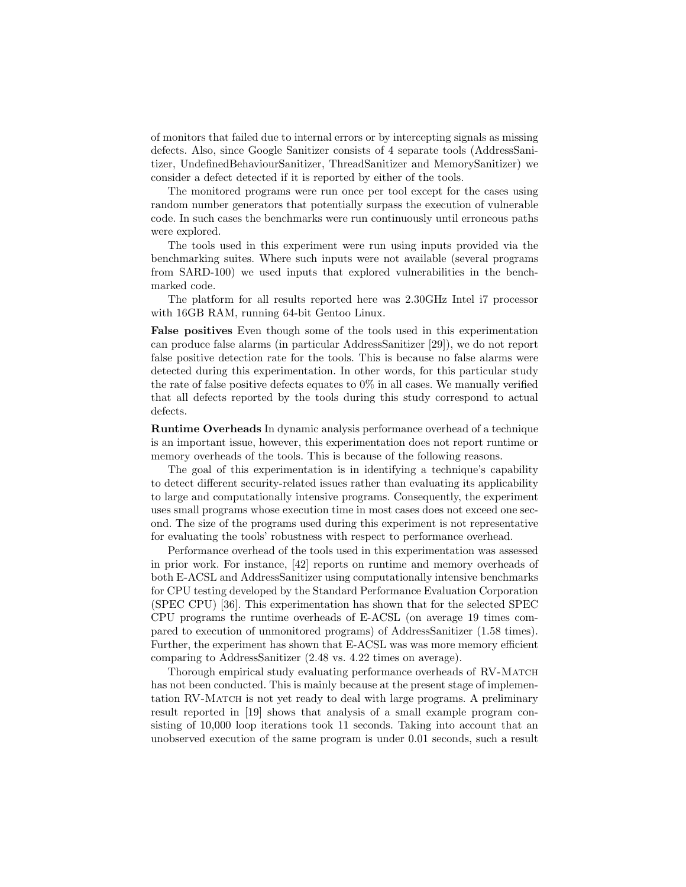of monitors that failed due to internal errors or by intercepting signals as missing defects. Also, since Google Sanitizer consists of 4 separate tools (AddressSanitizer, UndefinedBehaviourSanitizer, ThreadSanitizer and MemorySanitizer) we consider a defect detected if it is reported by either of the tools.

The monitored programs were run once per tool except for the cases using random number generators that potentially surpass the execution of vulnerable code. In such cases the benchmarks were run continuously until erroneous paths were explored.

The tools used in this experiment were run using inputs provided via the benchmarking suites. Where such inputs were not available (several programs from SARD-100) we used inputs that explored vulnerabilities in the benchmarked code.

The platform for all results reported here was 2.30GHz Intel i7 processor with 16GB RAM, running 64-bit Gentoo Linux.

**False positives** Even though some of the tools used in this experimentation can produce false alarms (in particular AddressSanitizer [29]), we do not report false positive detection rate for the tools. This is because no false alarms were detected during this experimentation. In other words, for this particular study the rate of false positive defects equates to 0% in all cases. We manually verified that all defects reported by the tools during this study correspond to actual defects.

**Runtime Overheads** In dynamic analysis performance overhead of a technique is an important issue, however, this experimentation does not report runtime or memory overheads of the tools. This is because of the following reasons.

The goal of this experimentation is in identifying a technique's capability to detect different security-related issues rather than evaluating its applicability to large and computationally intensive programs. Consequently, the experiment uses small programs whose execution time in most cases does not exceed one second. The size of the programs used during this experiment is not representative for evaluating the tools' robustness with respect to performance overhead.

Performance overhead of the tools used in this experimentation was assessed in prior work. For instance, [42] reports on runtime and memory overheads of both E-ACSL and AddressSanitizer using computationally intensive benchmarks for CPU testing developed by the Standard Performance Evaluation Corporation (SPEC CPU) [36]. This experimentation has shown that for the selected SPEC CPU programs the runtime overheads of E-ACSL (on average 19 times compared to execution of unmonitored programs) of AddressSanitizer (1.58 times). Further, the experiment has shown that E-ACSL was was more memory efficient comparing to AddressSanitizer (2.48 vs. 4.22 times on average).

Thorough empirical study evaluating performance overheads of RV-Match has not been conducted. This is mainly because at the present stage of implementation RV-Match is not yet ready to deal with large programs. A preliminary result reported in [19] shows that analysis of a small example program consisting of 10,000 loop iterations took 11 seconds. Taking into account that an unobserved execution of the same program is under 0.01 seconds, such a result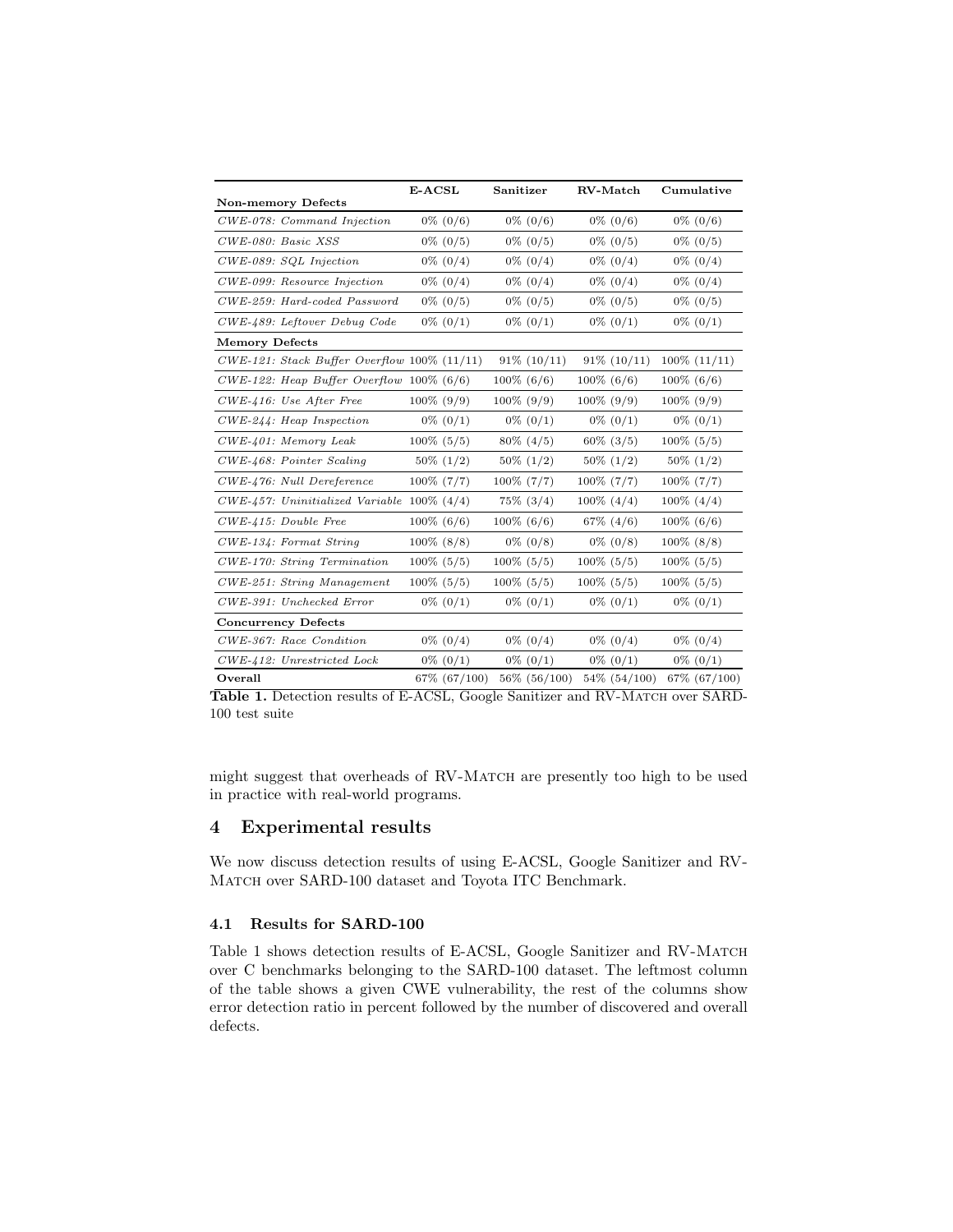| Non-memory Defects | E-ACSL | Sanitizer | RV-Match | Cumulative |
|---|---|---|---|---|
| *CWE-078: Command Injection* | 0% (0/6) | 0% (0/6) | 0% (0/6) | 0% (0/6) |
| *CWE-080: Basic XSS* | 0% (0/5) | 0% (0/5) | 0% (0/5) | 0% (0/5) |
| *CWE-089: SQL Injection* | 0% (0/4) | 0% (0/4) | 0% (0/4) | 0% (0/4) |
| *CWE-099: Resource Injection* | 0% (0/4) | 0% (0/4) | 0% (0/4) | 0% (0/4) |
| *CWE-259: Hard-coded Password* | 0% (0/5) | 0% (0/5) | 0% (0/5) | 0% (0/5) |
| *CWE-489: Leftover Debug Code* | 0% (0/1) | 0% (0/1) | 0% (0/1) | 0% (0/1) |
| **Memory Defects** | | | | |
| *CWE-121: Stack Buffer Overflow* | 100% (11/11) | 91% (10/11) | 91% (10/11) | 100% (11/11) |
| *CWE-122: Heap Buffer Overflow* | 100% (6/6) | 100% (6/6) | 100% (6/6) | 100% (6/6) |
| *CWE-416: Use After Free* | 100% (9/9) | 100% (9/9) | 100% (9/9) | 100% (9/9) |
| *CWE-244: Heap Inspection* | 0% (0/1) | 0% (0/1) | 0% (0/1) | 0% (0/1) |
| *CWE-401: Memory Leak* | 100% (5/5) | 80% (4/5) | 60% (3/5) | 100% (5/5) |
| *CWE-468: Pointer Scaling* | 50% (1/2) | 50% (1/2) | 50% (1/2) | 50% (1/2) |
| *CWE-476: Null Dereference* | 100% (7/7) | 100% (7/7) | 100% (7/7) | 100% (7/7) |
| *CWE-457: Uninitialized Variable* | 100% (4/4) | 75% (3/4) | 100% (4/4) | 100% (4/4) |
| *CWE-415: Double Free* | 100% (6/6) | 100% (6/6) | 67% (4/6) | 100% (6/6) |
| *CWE-134: Format String* | 100% (8/8) | 0% (0/8) | 0% (0/8) | 100% (8/8) |
| *CWE-170: String Termination* | 100% (5/5) | 100% (5/5) | 100% (5/5) | 100% (5/5) |
| *CWE-251: String Management* | 100% (5/5) | 100% (5/5) | 100% (5/5) | 100% (5/5) |
| *CWE-391: Unchecked Error* | 0% (0/1) | 0% (0/1) | 0% (0/1) | 0% (0/1) |
| **Concurrency Defects** | | | | |
| *CWE-367: Race Condition* | 0% (0/4) | 0% (0/4) | 0% (0/4) | 0% (0/4) |
| *CWE-412: Unrestricted Lock* | 0% (0/1) | 0% (0/1) | 0% (0/1) | 0% (0/1) |
| **Overall** | 67% (67/100) | 56% (56/100) | 54% (54/100) | 67% (67/100) |

**Table 1.** Detection results of E-ACSL, Google Sanitizer and RV-Match over SARD-100 test suite

might suggest that overheads of RV-Match are presently too high to be used in practice with real-world programs.

## 4 Experimental results

We now discuss detection results of using E-ACSL, Google Sanitizer and RV-Match over SARD-100 dataset and Toyota ITC Benchmark.

### 4.1 Results for SARD-100

Table 1 shows detection results of E-ACSL, Google Sanitizer and RV-Match over C benchmarks belonging to the SARD-100 dataset. The leftmost column of the table shows a given CWE vulnerability, the rest of the columns show error detection ratio in percent followed by the number of discovered and overall defects.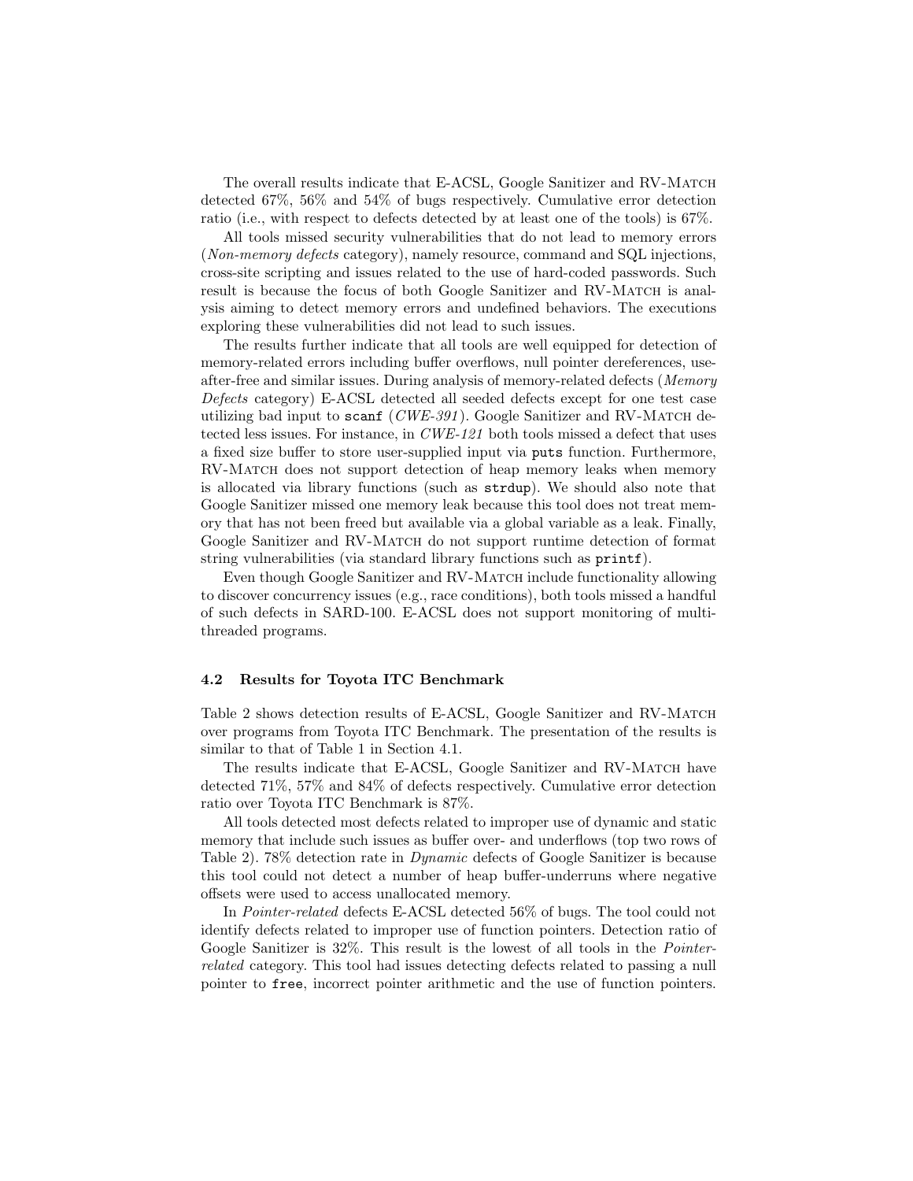The overall results indicate that E-ACSL, Google Sanitizer and RV-Match detected 67%, 56% and 54% of bugs respectively. Cumulative error detection ratio (i.e., with respect to defects detected by at least one of the tools) is 67%.

All tools missed security vulnerabilities that do not lead to memory errors (*Non-memory defects* category), namely resource, command and SQL injections, cross-site scripting and issues related to the use of hard-coded passwords. Such result is because the focus of both Google Sanitizer and RV-Match is analysis aiming to detect memory errors and undefined behaviors. The executions exploring these vulnerabilities did not lead to such issues.

The results further indicate that all tools are well equipped for detection of memory-related errors including buffer overflows, null pointer dereferences, use-after-free and similar issues. During analysis of memory-related defects (*Memory Defects* category) E-ACSL detected all seeded defects except for one test case utilizing bad input to `scanf` (*CWE-391*). Google Sanitizer and RV-Match detected less issues. For instance, in *CWE-121* both tools missed a defect that uses a fixed size buffer to store user-supplied input via `puts` function. Furthermore, RV-Match does not support detection of heap memory leaks when memory is allocated via library functions (such as `strdup`). We should also note that Google Sanitizer missed one memory leak because this tool does not treat memory that has not been freed but available via a global variable as a leak. Finally, Google Sanitizer and RV-Match do not support runtime detection of format string vulnerabilities (via standard library functions such as `printf`).

Even though Google Sanitizer and RV-Match include functionality allowing to discover concurrency issues (e.g., race conditions), both tools missed a handful of such defects in SARD-100. E-ACSL does not support monitoring of multi-threaded programs.

### 4.2 Results for Toyota ITC Benchmark

Table 2 shows detection results of E-ACSL, Google Sanitizer and RV-Match over programs from Toyota ITC Benchmark. The presentation of the results is similar to that of Table 1 in Section 4.1.

The results indicate that E-ACSL, Google Sanitizer and RV-Match have detected 71%, 57% and 84% of defects respectively. Cumulative error detection ratio over Toyota ITC Benchmark is 87%.

All tools detected most defects related to improper use of dynamic and static memory that include such issues as buffer over- and underflows (top two rows of Table 2). 78% detection rate in *Dynamic* defects of Google Sanitizer is because this tool could not detect a number of heap buffer-underruns where negative offsets were used to access unallocated memory.

In *Pointer-related* defects E-ACSL detected 56% of bugs. The tool could not identify defects related to improper use of function pointers. Detection ratio of Google Sanitizer is 32%. This result is the lowest of all tools in the *Pointer-related* category. This tool had issues detecting defects related to passing a null pointer to `free`, incorrect pointer arithmetic and the use of function pointers.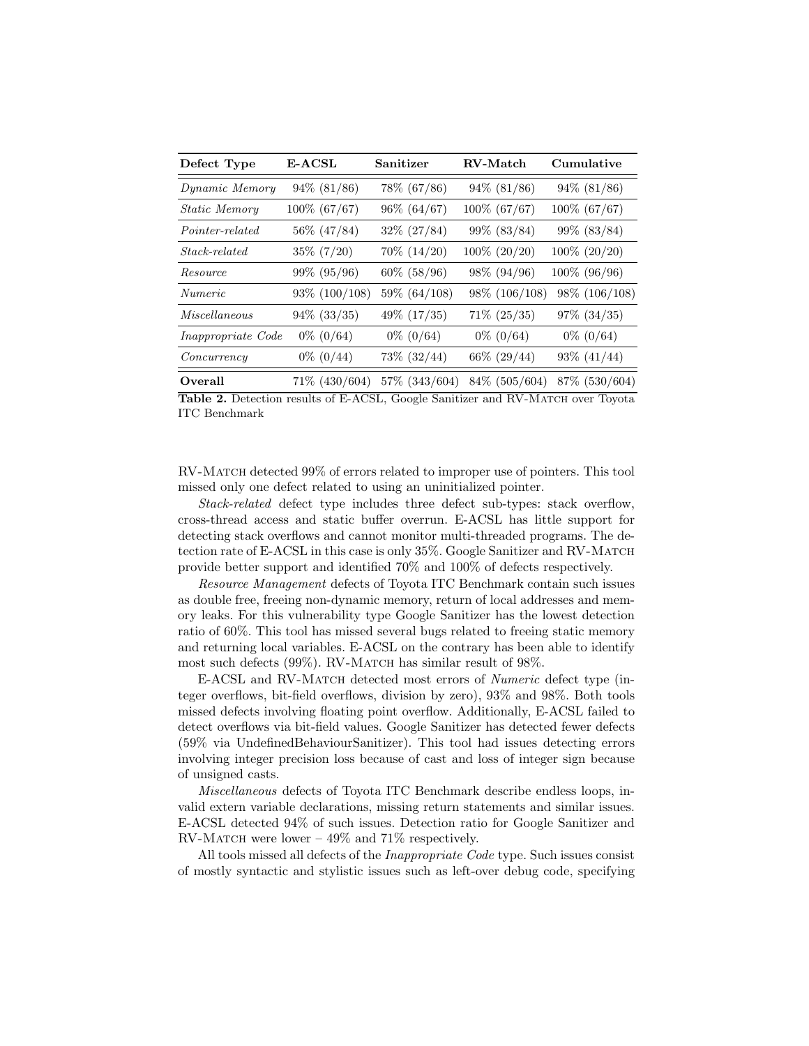| Defect Type | E-ACSL | Sanitizer | RV-Match | Cumulative |
|---|---|---|---|---|
| *Dynamic Memory* | 94% (81/86) | 78% (67/86) | 94% (81/86) | 94% (81/86) |
| *Static Memory* | 100% (67/67) | 96% (64/67) | 100% (67/67) | 100% (67/67) |
| *Pointer-related* | 56% (47/84) | 32% (27/84) | 99% (83/84) | 99% (83/84) |
| *Stack-related* | 35% (7/20) | 70% (14/20) | 100% (20/20) | 100% (20/20) |
| *Resource* | 99% (95/96) | 60% (58/96) | 98% (94/96) | 100% (96/96) |
| *Numeric* | 93% (100/108) | 59% (64/108) | 98% (106/108) | 98% (106/108) |
| *Miscellaneous* | 94% (33/35) | 49% (17/35) | 71% (25/35) | 97% (34/35) |
| *Inappropriate Code* | 0% (0/64) | 0% (0/64) | 0% (0/64) | 0% (0/64) |
| *Concurrency* | 0% (0/44) | 73% (32/44) | 66% (29/44) | 93% (41/44) |
| **Overall** | 71% (430/604) | 57% (343/604) | 84% (505/604) | 87% (530/604) |

**Table 2.** Detection results of E-ACSL, Google Sanitizer and RV-Match over Toyota ITC Benchmark

RV-Match detected 99% of errors related to improper use of pointers. This tool missed only one defect related to using an uninitialized pointer.

*Stack-related* defect type includes three defect sub-types: stack overflow, cross-thread access and static buffer overrun. E-ACSL has little support for detecting stack overflows and cannot monitor multi-threaded programs. The detection rate of E-ACSL in this case is only 35%. Google Sanitizer and RV-Match provide better support and identified 70% and 100% of defects respectively.

*Resource Management* defects of Toyota ITC Benchmark contain such issues as double free, freeing non-dynamic memory, return of local addresses and memory leaks. For this vulnerability type Google Sanitizer has the lowest detection ratio of 60%. This tool has missed several bugs related to freeing static memory and returning local variables. E-ACSL on the contrary has been able to identify most such defects (99%). RV-Match has similar result of 98%.

E-ACSL and RV-Match detected most errors of *Numeric* defect type (integer overflows, bit-field overflows, division by zero), 93% and 98%. Both tools missed defects involving floating point overflow. Additionally, E-ACSL failed to detect overflows via bit-field values. Google Sanitizer has detected fewer defects (59% via UndefinedBehaviourSanitizer). This tool had issues detecting errors involving integer precision loss because of cast and loss of integer sign because of unsigned casts.

*Miscellaneous* defects of Toyota ITC Benchmark describe endless loops, invalid extern variable declarations, missing return statements and similar issues. E-ACSL detected 94% of such issues. Detection ratio for Google Sanitizer and RV-Match were lower – 49% and 71% respectively.

All tools missed all defects of the *Inappropriate Code* type. Such issues consist of mostly syntactic and stylistic issues such as left-over debug code, specifying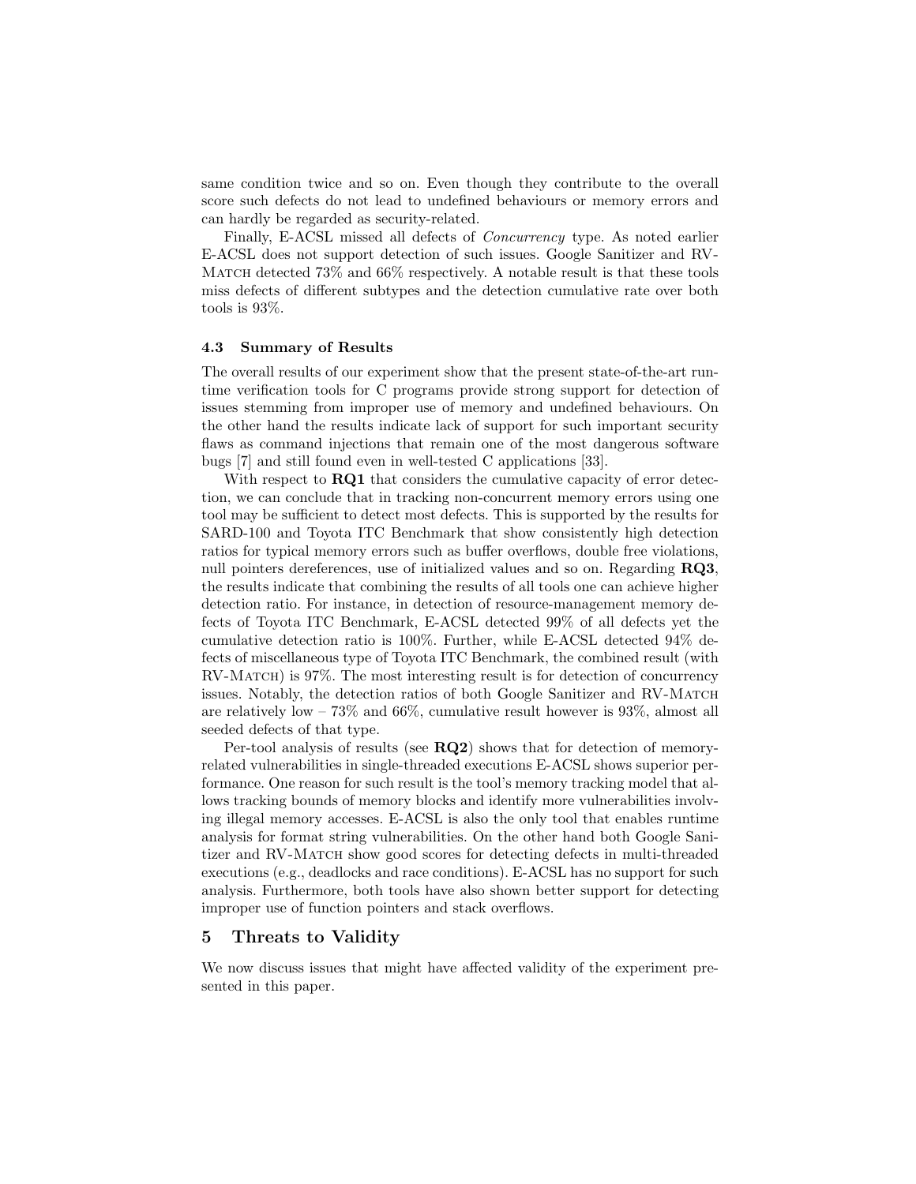same condition twice and so on. Even though they contribute to the overall score such defects do not lead to undefined behaviours or memory errors and can hardly be regarded as security-related.

Finally, E-ACSL missed all defects of *Concurrency* type. As noted earlier E-ACSL does not support detection of such issues. Google Sanitizer and RV-Match detected 73% and 66% respectively. A notable result is that these tools miss defects of different subtypes and the detection cumulative rate over both tools is 93%.

### 4.3 Summary of Results

The overall results of our experiment show that the present state-of-the-art runtime verification tools for C programs provide strong support for detection of issues stemming from improper use of memory and undefined behaviours. On the other hand the results indicate lack of support for such important security flaws as command injections that remain one of the most dangerous software bugs [7] and still found even in well-tested C applications [33].

With respect to **RQ1** that considers the cumulative capacity of error detection, we can conclude that in tracking non-concurrent memory errors using one tool may be sufficient to detect most defects. This is supported by the results for SARD-100 and Toyota ITC Benchmark that show consistently high detection ratios for typical memory errors such as buffer overflows, double free violations, null pointers dereferences, use of initialized values and so on. Regarding **RQ3**, the results indicate that combining the results of all tools one can achieve higher detection ratio. For instance, in detection of resource-management memory defects of Toyota ITC Benchmark, E-ACSL detected 99% of all defects yet the cumulative detection ratio is 100%. Further, while E-ACSL detected 94% defects of miscellaneous type of Toyota ITC Benchmark, the combined result (with RV-Match) is 97%. The most interesting result is for detection of concurrency issues. Notably, the detection ratios of both Google Sanitizer and RV-Match are relatively low – 73% and 66%, cumulative result however is 93%, almost all seeded defects of that type.

Per-tool analysis of results (see **RQ2**) shows that for detection of memory-related vulnerabilities in single-threaded executions E-ACSL shows superior performance. One reason for such result is the tool's memory tracking model that allows tracking bounds of memory blocks and identify more vulnerabilities involving illegal memory accesses. E-ACSL is also the only tool that enables runtime analysis for format string vulnerabilities. On the other hand both Google Sanitizer and RV-Match show good scores for detecting defects in multi-threaded executions (e.g., deadlocks and race conditions). E-ACSL has no support for such analysis. Furthermore, both tools have also shown better support for detecting improper use of function pointers and stack overflows.

## 5 Threats to Validity

We now discuss issues that might have affected validity of the experiment presented in this paper.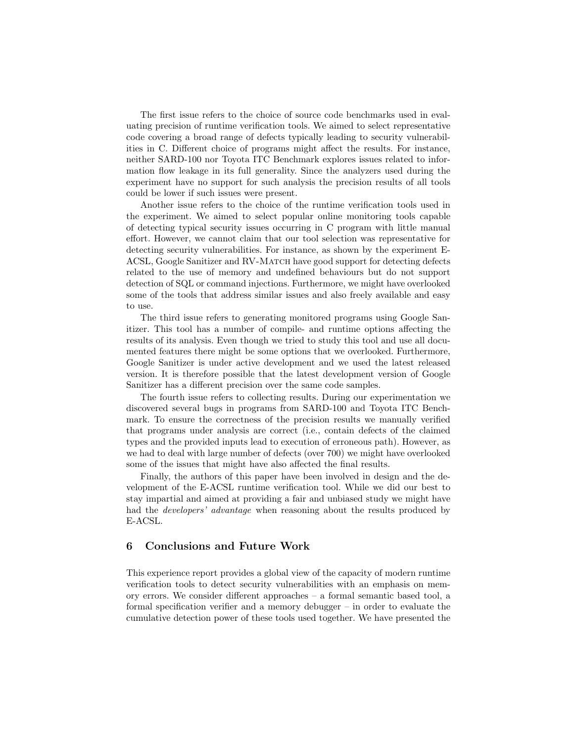The first issue refers to the choice of source code benchmarks used in evaluating precision of runtime verification tools. We aimed to select representative code covering a broad range of defects typically leading to security vulnerabilities in C. Different choice of programs might affect the results. For instance, neither SARD-100 nor Toyota ITC Benchmark explores issues related to information flow leakage in its full generality. Since the analyzers used during the experiment have no support for such analysis the precision results of all tools could be lower if such issues were present.

Another issue refers to the choice of the runtime verification tools used in the experiment. We aimed to select popular online monitoring tools capable of detecting typical security issues occurring in C program with little manual effort. However, we cannot claim that our tool selection was representative for detecting security vulnerabilities. For instance, as shown by the experiment E-ACSL, Google Sanitizer and RV-Match have good support for detecting defects related to the use of memory and undefined behaviours but do not support detection of SQL or command injections. Furthermore, we might have overlooked some of the tools that address similar issues and also freely available and easy to use.

The third issue refers to generating monitored programs using Google Sanitizer. This tool has a number of compile- and runtime options affecting the results of its analysis. Even though we tried to study this tool and use all documented features there might be some options that we overlooked. Furthermore, Google Sanitizer is under active development and we used the latest released version. It is therefore possible that the latest development version of Google Sanitizer has a different precision over the same code samples.

The fourth issue refers to collecting results. During our experimentation we discovered several bugs in programs from SARD-100 and Toyota ITC Benchmark. To ensure the correctness of the precision results we manually verified that programs under analysis are correct (i.e., contain defects of the claimed types and the provided inputs lead to execution of erroneous path). However, as we had to deal with large number of defects (over 700) we might have overlooked some of the issues that might have also affected the final results.

Finally, the authors of this paper have been involved in design and the development of the E-ACSL runtime verification tool. While we did our best to stay impartial and aimed at providing a fair and unbiased study we might have had the *developers' advantage* when reasoning about the results produced by E-ACSL.

## 6 Conclusions and Future Work

This experience report provides a global view of the capacity of modern runtime verification tools to detect security vulnerabilities with an emphasis on memory errors. We consider different approaches – a formal semantic based tool, a formal specification verifier and a memory debugger – in order to evaluate the cumulative detection power of these tools used together. We have presented the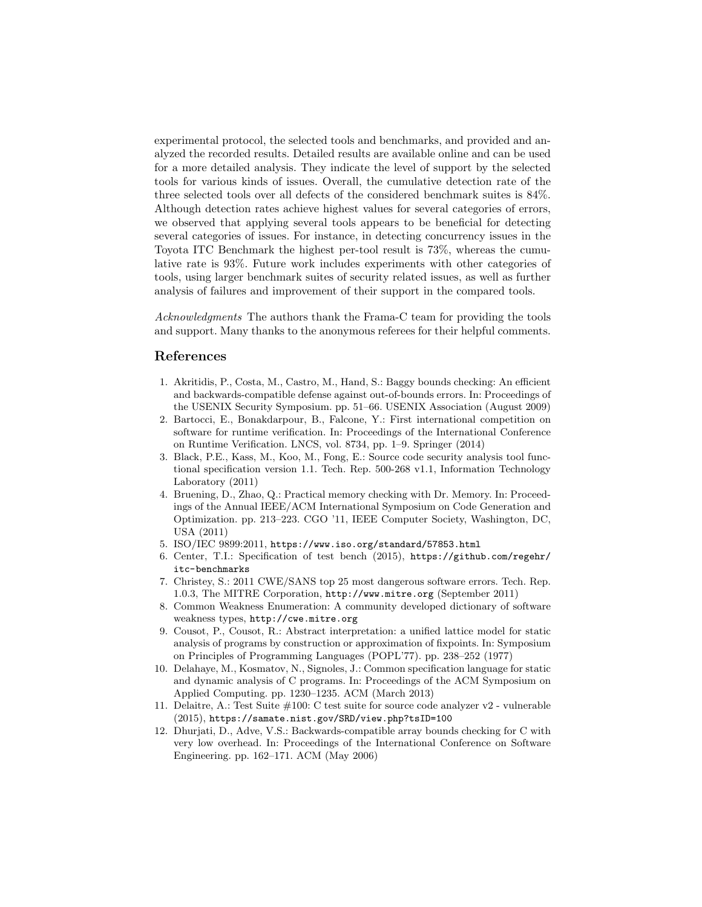experimental protocol, the selected tools and benchmarks, and provided and analyzed the recorded results. Detailed results are available online and can be used for a more detailed analysis. They indicate the level of support by the selected tools for various kinds of issues. Overall, the cumulative detection rate of the three selected tools over all defects of the considered benchmark suites is 84%. Although detection rates achieve highest values for several categories of errors, we observed that applying several tools appears to be beneficial for detecting several categories of issues. For instance, in detecting concurrency issues in the Toyota ITC Benchmark the highest per-tool result is 73%, whereas the cumulative rate is 93%. Future work includes experiments with other categories of tools, using larger benchmark suites of security related issues, as well as further analysis of failures and improvement of their support in the compared tools.

*Acknowledgments* The authors thank the Frama-C team for providing the tools and support. Many thanks to the anonymous referees for their helpful comments.

## References

1. Akritidis, P., Costa, M., Castro, M., Hand, S.: Baggy bounds checking: An efficient and backwards-compatible defense against out-of-bounds errors. In: Proceedings of the USENIX Security Symposium. pp. 51–66. USENIX Association (August 2009)
2. Bartocci, E., Bonakdarpour, B., Falcone, Y.: First international competition on software for runtime verification. In: Proceedings of the International Conference on Runtime Verification. LNCS, vol. 8734, pp. 1–9. Springer (2014)
3. Black, P.E., Kass, M., Koo, M., Fong, E.: Source code security analysis tool functional specification version 1.1. Tech. Rep. 500-268 v1.1, Information Technology Laboratory (2011)
4. Bruening, D., Zhao, Q.: Practical memory checking with Dr. Memory. In: Proceedings of the Annual IEEE/ACM International Symposium on Code Generation and Optimization. pp. 213–223. CGO '11, IEEE Computer Society, Washington, DC, USA (2011)
5. ISO/IEC 9899:2011, `https://www.iso.org/standard/57853.html`
6. Center, T.I.: Specification of test bench (2015), `https://github.com/regehr/itc-benchmarks`
7. Christey, S.: 2011 CWE/SANS top 25 most dangerous software errors. Tech. Rep. 1.0.3, The MITRE Corporation, `http://www.mitre.org` (September 2011)
8. Common Weakness Enumeration: A community developed dictionary of software weakness types, `http://cwe.mitre.org`
9. Cousot, P., Cousot, R.: Abstract interpretation: a unified lattice model for static analysis of programs by construction or approximation of fixpoints. In: Symposium on Principles of Programming Languages (POPL'77). pp. 238–252 (1977)
10. Delahaye, M., Kosmatov, N., Signoles, J.: Common specification language for static and dynamic analysis of C programs. In: Proceedings of the ACM Symposium on Applied Computing. pp. 1230–1235. ACM (March 2013)
11. Delaitre, A.: Test Suite #100: C test suite for source code analyzer v2 - vulnerable (2015), `https://samate.nist.gov/SRD/view.php?tsID=100`
12. Dhurjati, D., Adve, V.S.: Backwards-compatible array bounds checking for C with very low overhead. In: Proceedings of the International Conference on Software Engineering. pp. 162–171. ACM (May 2006)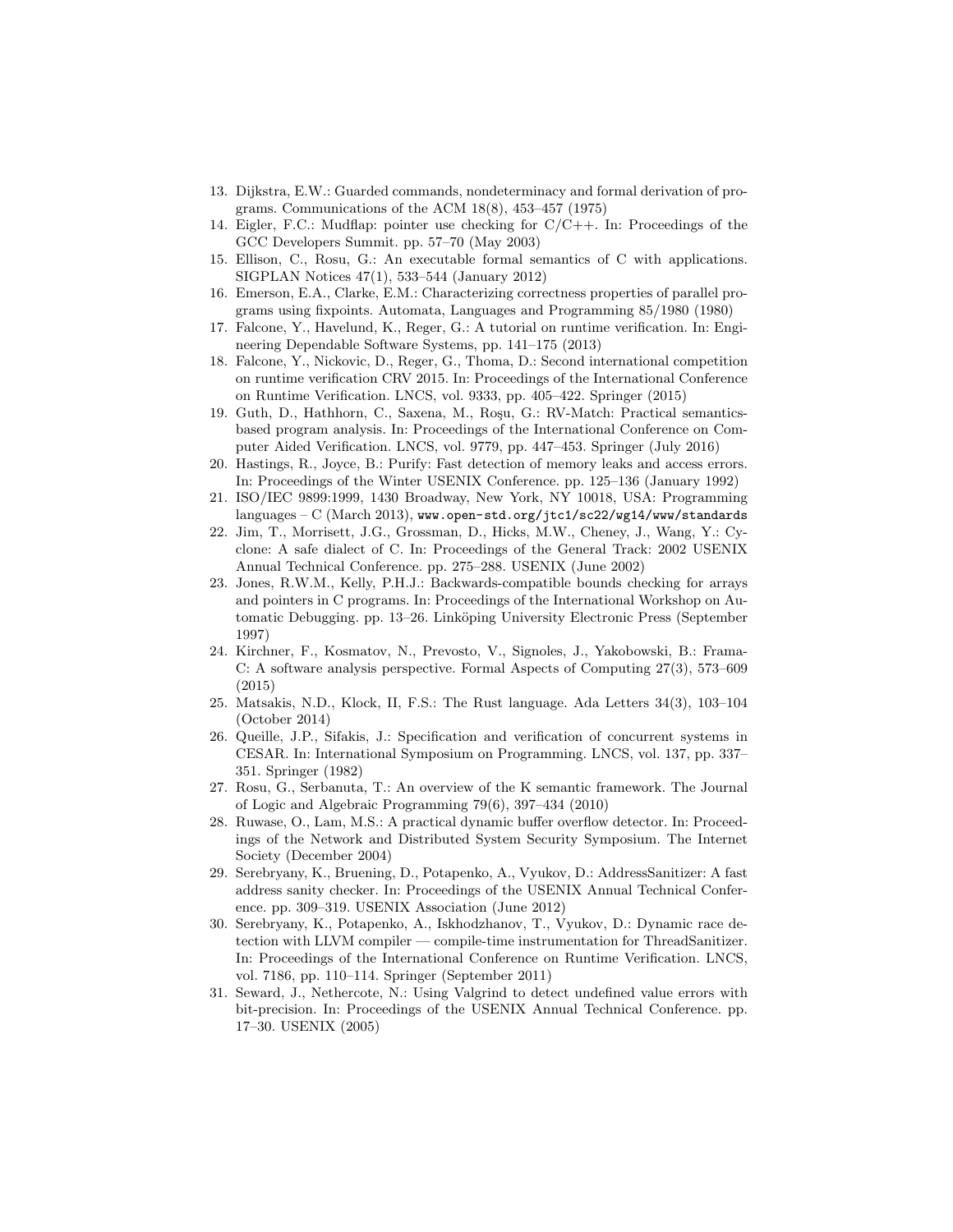13. Dijkstra, E.W.: Guarded commands, nondeterminacy and formal derivation of programs. Communications of the ACM 18(8), 453–457 (1975)
14. Eigler, F.C.: Mudflap: pointer use checking for C/C++. In: Proceedings of the GCC Developers Summit. pp. 57–70 (May 2003)
15. Ellison, C., Rosu, G.: An executable formal semantics of C with applications. SIGPLAN Notices 47(1), 533–544 (January 2012)
16. Emerson, E.A., Clarke, E.M.: Characterizing correctness properties of parallel programs using fixpoints. Automata, Languages and Programming 85/1980 (1980)
17. Falcone, Y., Havelund, K., Reger, G.: A tutorial on runtime verification. In: Engineering Dependable Software Systems, pp. 141–175 (2013)
18. Falcone, Y., Nickovic, D., Reger, G., Thoma, D.: Second international competition on runtime verification CRV 2015. In: Proceedings of the International Conference on Runtime Verification. LNCS, vol. 9333, pp. 405–422. Springer (2015)
19. Guth, D., Hathhorn, C., Saxena, M., Roşu, G.: RV-Match: Practical semantics-based program analysis. In: Proceedings of the International Conference on Computer Aided Verification. LNCS, vol. 9779, pp. 447–453. Springer (July 2016)
20. Hastings, R., Joyce, B.: Purify: Fast detection of memory leaks and access errors. In: Proceedings of the Winter USENIX Conference. pp. 125–136 (January 1992)
21. ISO/IEC 9899:1999, 1430 Broadway, New York, NY 10018, USA: Programming languages – C (March 2013), `www.open-std.org/jtc1/sc22/wg14/www/standards`
22. Jim, T., Morrisett, J.G., Grossman, D., Hicks, M.W., Cheney, J., Wang, Y.: Cyclone: A safe dialect of C. In: Proceedings of the General Track: 2002 USENIX Annual Technical Conference. pp. 275–288. USENIX (June 2002)
23. Jones, R.W.M., Kelly, P.H.J.: Backwards-compatible bounds checking for arrays and pointers in C programs. In: Proceedings of the International Workshop on Automatic Debugging. pp. 13–26. Linköping University Electronic Press (September 1997)
24. Kirchner, F., Kosmatov, N., Prevosto, V., Signoles, J., Yakobowski, B.: Frama-C: A software analysis perspective. Formal Aspects of Computing 27(3), 573–609 (2015)
25. Matsakis, N.D., Klock, II, F.S.: The Rust language. Ada Letters 34(3), 103–104 (October 2014)
26. Queille, J.P., Sifakis, J.: Specification and verification of concurrent systems in CESAR. In: International Symposium on Programming. LNCS, vol. 137, pp. 337–351. Springer (1982)
27. Rosu, G., Serbanuta, T.: An overview of the K semantic framework. The Journal of Logic and Algebraic Programming 79(6), 397–434 (2010)
28. Ruwase, O., Lam, M.S.: A practical dynamic buffer overflow detector. In: Proceedings of the Network and Distributed System Security Symposium. The Internet Society (December 2004)
29. Serebryany, K., Bruening, D., Potapenko, A., Vyukov, D.: AddressSanitizer: A fast address sanity checker. In: Proceedings of the USENIX Annual Technical Conference. pp. 309–319. USENIX Association (June 2012)
30. Serebryany, K., Potapenko, A., Iskhodzhanov, T., Vyukov, D.: Dynamic race detection with LLVM compiler — compile-time instrumentation for ThreadSanitizer. In: Proceedings of the International Conference on Runtime Verification. LNCS, vol. 7186, pp. 110–114. Springer (September 2011)
31. Seward, J., Nethercote, N.: Using Valgrind to detect undefined value errors with bit-precision. In: Proceedings of the USENIX Annual Technical Conference. pp. 17–30. USENIX (2005)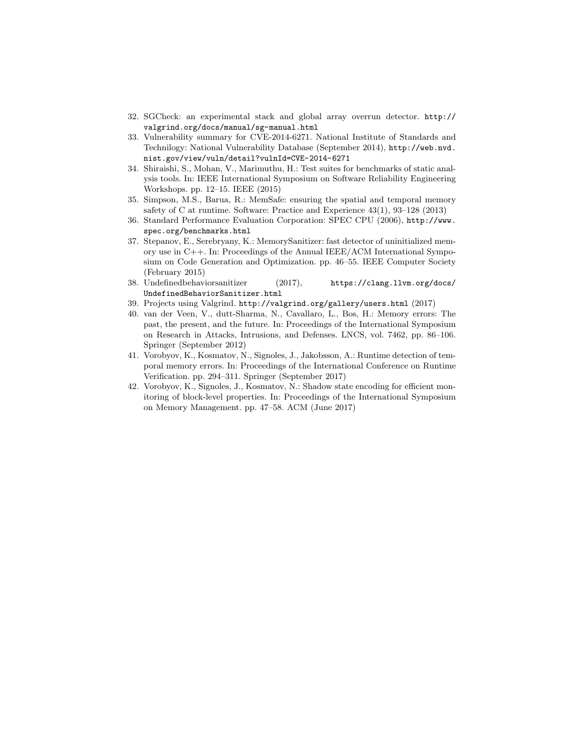32. SGCheck: an experimental stack and global array overrun detector. http://valgrind.org/docs/manual/sg-manual.html
33. Vulnerability summary for CVE-2014-6271. National Institute of Standards and Technology: National Vulnerability Database (September 2014), http://web.nvd.nist.gov/view/vuln/detail?vulnId=CVE-2014-6271
34. Shiraishi, S., Mohan, V., Marimuthu, H.: Test suites for benchmarks of static analysis tools. In: IEEE International Symposium on Software Reliability Engineering Workshops. pp. 12–15. IEEE (2015)
35. Simpson, M.S., Barua, R.: MemSafe: ensuring the spatial and temporal memory safety of C at runtime. Software: Practice and Experience 43(1), 93–128 (2013)
36. Standard Performance Evaluation Corporation: SPEC CPU (2006), http://www.spec.org/benchmarks.html
37. Stepanov, E., Serebryany, K.: MemorySanitizer: fast detector of uninitialized memory use in C++. In: Proceedings of the Annual IEEE/ACM International Symposium on Code Generation and Optimization. pp. 46–55. IEEE Computer Society (February 2015)
38. Undefinedbehaviorsanitizer (2017), https://clang.llvm.org/docs/UndefinedBehaviorSanitizer.html
39. Projects using Valgrind. http://valgrind.org/gallery/users.html (2017)
40. van der Veen, V., dutt-Sharma, N., Cavallaro, L., Bos, H.: Memory errors: The past, the present, and the future. In: Proceedings of the International Symposium on Research in Attacks, Intrusions, and Defenses. LNCS, vol. 7462, pp. 86–106. Springer (September 2012)
41. Vorobyov, K., Kosmatov, N., Signoles, J., Jakobsson, A.: Runtime detection of temporal memory errors. In: Proceedings of the International Conference on Runtime Verification. pp. 294–311. Springer (September 2017)
42. Vorobyov, K., Signoles, J., Kosmatov, N.: Shadow state encoding for efficient monitoring of block-level properties. In: Proceedings of the International Symposium on Memory Management. pp. 47–58. ACM (June 2017)